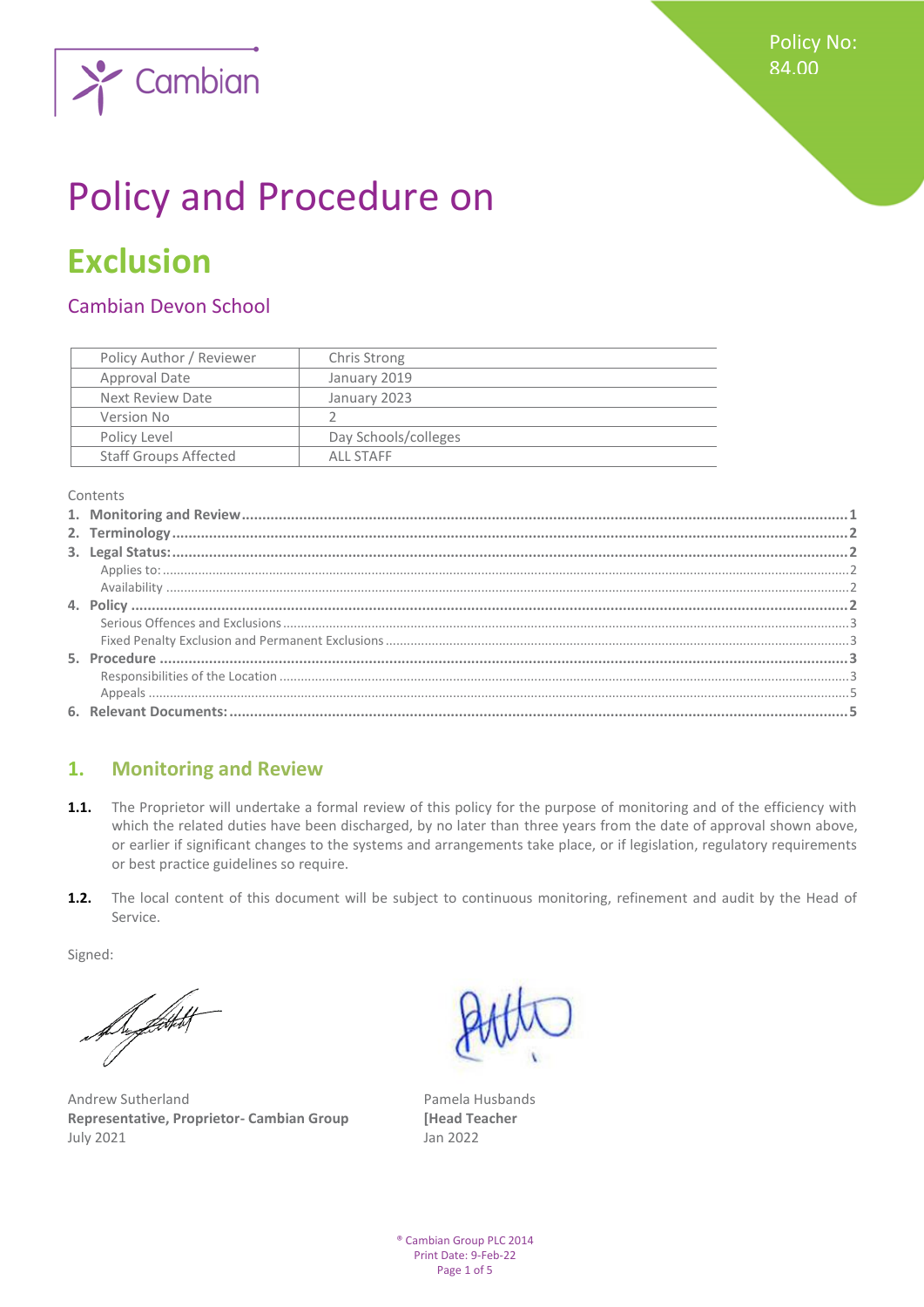Policy No: 84.00

Cambian

# Policy and Procedure on

# Exclusion

## Cambian Devon School

| Policy Author / Reviewer | Chris Strong |
|---|---|
| Approval Date | January 2019 |
| Next Review Date | January 2023 |
| Version No | 2 |
| Policy Level | Day Schools/colleges |
| Staff Groups Affected | ALL STAFF |

Contents

**1. Monitoring and Review** .......... 1
**2. Terminology** .......... 2
**3. Legal Status:** .......... 2
- Applies to: .......... 2
- Availability .......... 2

**4. Policy** .......... 2
- Serious Offences and Exclusions .......... 3
- Fixed Penalty Exclusion and Permanent Exclusions .......... 3

**5. Procedure** .......... 3
- Responsibilities of the Location .......... 3
- Appeals .......... 5

**6. Relevant Documents:** .......... 5

## 1. Monitoring and Review

**1.1.** The Proprietor will undertake a formal review of this policy for the purpose of monitoring and of the efficiency with which the related duties have been discharged, by no later than three years from the date of approval shown above, or earlier if significant changes to the systems and arrangements take place, or if legislation, regulatory requirements or best practice guidelines so require.

**1.2.** The local content of this document will be subject to continuous monitoring, refinement and audit by the Head of Service.

Signed:

Andrew Sutherland
**Representative, Proprietor- Cambian Group**
July 2021

Pamela Husbands
**[Head Teacher**
Jan 2022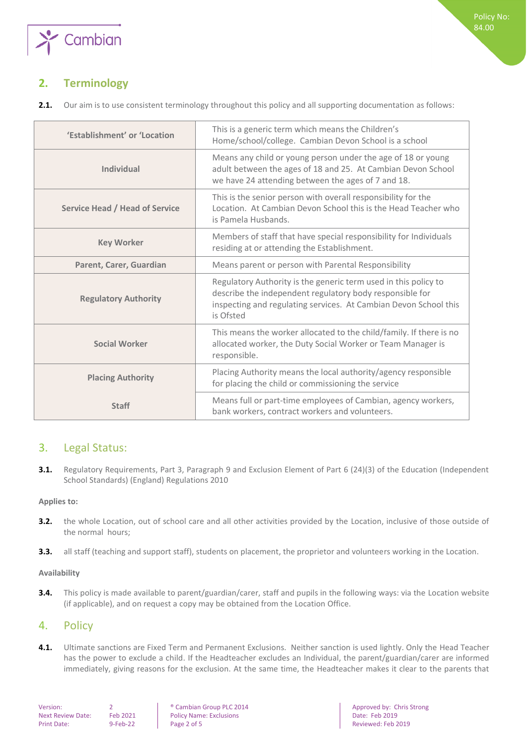## 2. Terminology

**2.1.** Our aim is to use consistent terminology throughout this policy and all supporting documentation as follows:

| | |
|---|---|
| **'Establishment' or 'Location** | This is a generic term which means the Children's Home/school/college. Cambian Devon School is a school |
| **Individual** | Means any child or young person under the age of 18 or young adult between the ages of 18 and 25. At Cambian Devon School we have 24 attending between the ages of 7 and 18. |
| **Service Head / Head of Service** | This is the senior person with overall responsibility for the Location. At Cambian Devon School this is the Head Teacher who is Pamela Husbands. |
| **Key Worker** | Members of staff that have special responsibility for Individuals residing at or attending the Establishment. |
| **Parent, Carer, Guardian** | Means parent or person with Parental Responsibility |
| **Regulatory Authority** | Regulatory Authority is the generic term used in this policy to describe the independent regulatory body responsible for inspecting and regulating services. At Cambian Devon School this is Ofsted |
| **Social Worker** | This means the worker allocated to the child/family. If there is no allocated worker, the Duty Social Worker or Team Manager is responsible. |
| **Placing Authority** | Placing Authority means the local authority/agency responsible for placing the child or commissioning the service |
| **Staff** | Means full or part-time employees of Cambian, agency workers, bank workers, contract workers and volunteers. |

## 3. Legal Status:

**3.1.** Regulatory Requirements, Part 3, Paragraph 9 and Exclusion Element of Part 6 (24)(3) of the Education (Independent School Standards) (England) Regulations 2010

**Applies to:**

**3.2.** the whole Location, out of school care and all other activities provided by the Location, inclusive of those outside of the normal hours;

**3.3.** all staff (teaching and support staff), students on placement, the proprietor and volunteers working in the Location.

**Availability**

**3.4.** This policy is made available to parent/guardian/carer, staff and pupils in the following ways: via the Location website (if applicable), and on request a copy may be obtained from the Location Office.

## 4. Policy

**4.1.** Ultimate sanctions are Fixed Term and Permanent Exclusions. Neither sanction is used lightly. Only the Head Teacher has the power to exclude a child. If the Headteacher excludes an Individual, the parent/guardian/carer are informed immediately, giving reasons for the exclusion. At the same time, the Headteacher makes it clear to the parents that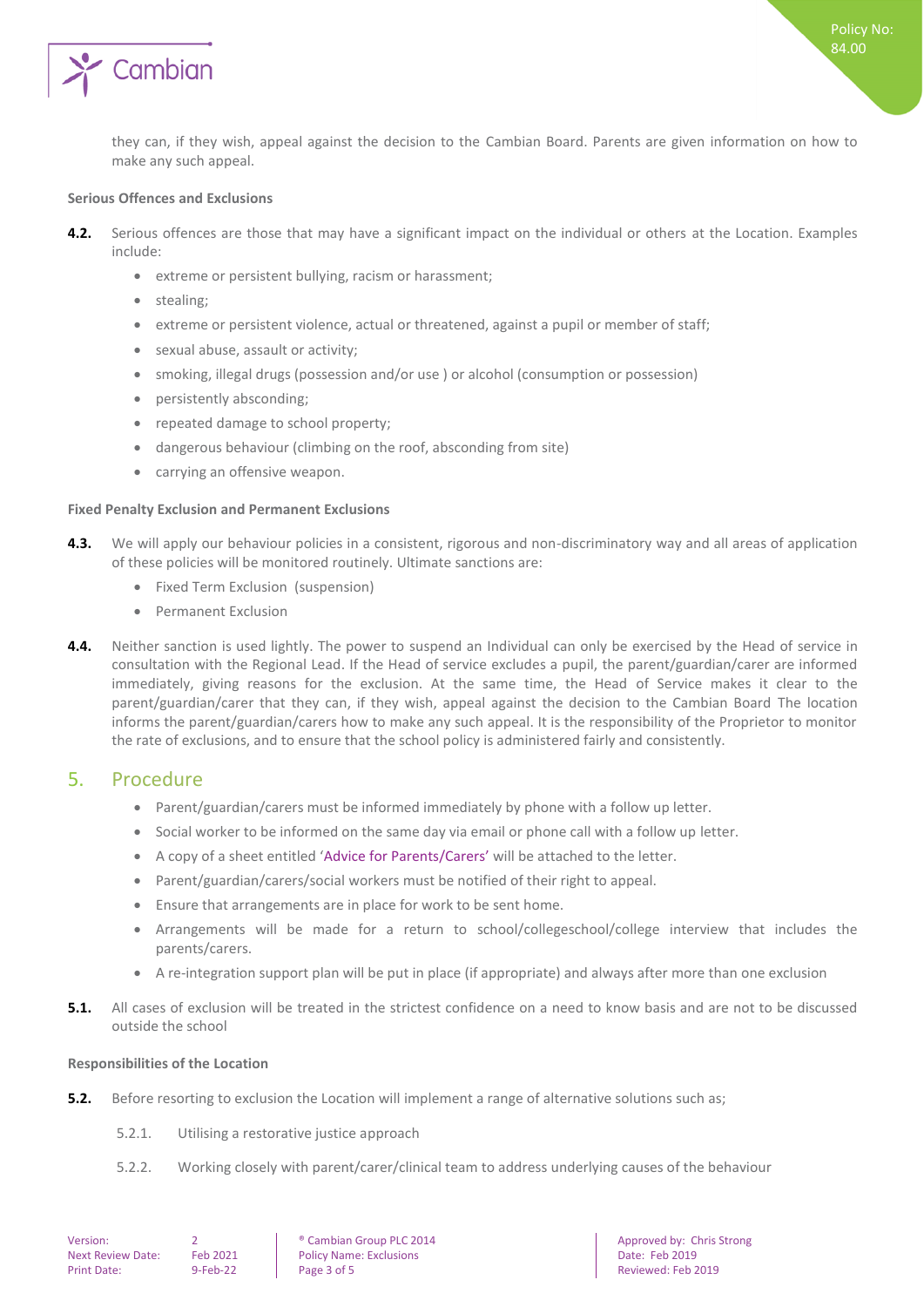they can, if they wish, appeal against the decision to the Cambian Board. Parents are given information on how to make any such appeal.

#### Serious Offences and Exclusions

**4.2.** Serious offences are those that may have a significant impact on the individual or others at the Location. Examples include:

- extreme or persistent bullying, racism or harassment;
- stealing;
- extreme or persistent violence, actual or threatened, against a pupil or member of staff;
- sexual abuse, assault or activity;
- smoking, illegal drugs (possession and/or use ) or alcohol (consumption or possession)
- persistently absconding;
- repeated damage to school property;
- dangerous behaviour (climbing on the roof, absconding from site)
- carrying an offensive weapon.

#### Fixed Penalty Exclusion and Permanent Exclusions

**4.3.** We will apply our behaviour policies in a consistent, rigorous and non-discriminatory way and all areas of application of these policies will be monitored routinely. Ultimate sanctions are:

- Fixed Term Exclusion (suspension)
- Permanent Exclusion

**4.4.** Neither sanction is used lightly. The power to suspend an Individual can only be exercised by the Head of service in consultation with the Regional Lead. If the Head of service excludes a pupil, the parent/guardian/carer are informed immediately, giving reasons for the exclusion. At the same time, the Head of Service makes it clear to the parent/guardian/carer that they can, if they wish, appeal against the decision to the Cambian Board The location informs the parent/guardian/carers how to make any such appeal. It is the responsibility of the Proprietor to monitor the rate of exclusions, and to ensure that the school policy is administered fairly and consistently.

## 5. Procedure

- Parent/guardian/carers must be informed immediately by phone with a follow up letter.
- Social worker to be informed on the same day via email or phone call with a follow up letter.
- A copy of a sheet entitled 'Advice for Parents/Carers' will be attached to the letter.
- Parent/guardian/carers/social workers must be notified of their right to appeal.
- Ensure that arrangements are in place for work to be sent home.
- Arrangements will be made for a return to school/collegeschool/college interview that includes the parents/carers.
- A re-integration support plan will be put in place (if appropriate) and always after more than one exclusion

**5.1.** All cases of exclusion will be treated in the strictest confidence on a need to know basis and are not to be discussed outside the school

#### Responsibilities of the Location

**5.2.** Before resorting to exclusion the Location will implement a range of alternative solutions such as;

5.2.1. Utilising a restorative justice approach

5.2.2. Working closely with parent/carer/clinical team to address underlying causes of the behaviour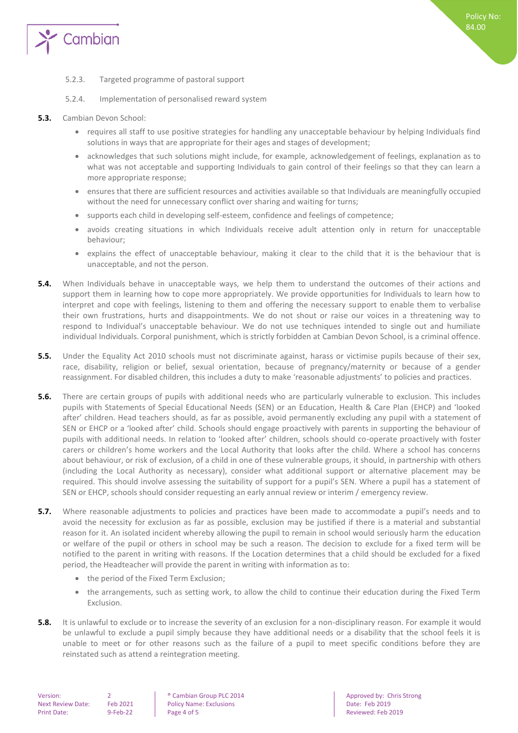5.2.3. Targeted programme of pastoral support

5.2.4. Implementation of personalised reward system

**5.3.** Cambian Devon School:

- requires all staff to use positive strategies for handling any unacceptable behaviour by helping Individuals find solutions in ways that are appropriate for their ages and stages of development;
- acknowledges that such solutions might include, for example, acknowledgement of feelings, explanation as to what was not acceptable and supporting Individuals to gain control of their feelings so that they can learn a more appropriate response;
- ensures that there are sufficient resources and activities available so that Individuals are meaningfully occupied without the need for unnecessary conflict over sharing and waiting for turns;
- supports each child in developing self-esteem, confidence and feelings of competence;
- avoids creating situations in which Individuals receive adult attention only in return for unacceptable behaviour;
- explains the effect of unacceptable behaviour, making it clear to the child that it is the behaviour that is unacceptable, and not the person.

**5.4.** When Individuals behave in unacceptable ways, we help them to understand the outcomes of their actions and support them in learning how to cope more appropriately. We provide opportunities for Individuals to learn how to interpret and cope with feelings, listening to them and offering the necessary support to enable them to verbalise their own frustrations, hurts and disappointments. We do not shout or raise our voices in a threatening way to respond to Individual's unacceptable behaviour. We do not use techniques intended to single out and humiliate individual Individuals. Corporal punishment, which is strictly forbidden at Cambian Devon School, is a criminal offence.

**5.5.** Under the Equality Act 2010 schools must not discriminate against, harass or victimise pupils because of their sex, race, disability, religion or belief, sexual orientation, because of pregnancy/maternity or because of a gender reassignment. For disabled children, this includes a duty to make 'reasonable adjustments' to policies and practices.

**5.6.** There are certain groups of pupils with additional needs who are particularly vulnerable to exclusion. This includes pupils with Statements of Special Educational Needs (SEN) or an Education, Health & Care Plan (EHCP) and 'looked after' children. Head teachers should, as far as possible, avoid permanently excluding any pupil with a statement of SEN or EHCP or a 'looked after' child. Schools should engage proactively with parents in supporting the behaviour of pupils with additional needs. In relation to 'looked after' children, schools should co-operate proactively with foster carers or children's home workers and the Local Authority that looks after the child. Where a school has concerns about behaviour, or risk of exclusion, of a child in one of these vulnerable groups, it should, in partnership with others (including the Local Authority as necessary), consider what additional support or alternative placement may be required. This should involve assessing the suitability of support for a pupil's SEN. Where a pupil has a statement of SEN or EHCP, schools should consider requesting an early annual review or interim / emergency review.

**5.7.** Where reasonable adjustments to policies and practices have been made to accommodate a pupil's needs and to avoid the necessity for exclusion as far as possible, exclusion may be justified if there is a material and substantial reason for it. An isolated incident whereby allowing the pupil to remain in school would seriously harm the education or welfare of the pupil or others in school may be such a reason. The decision to exclude for a fixed term will be notified to the parent in writing with reasons. If the Location determines that a child should be excluded for a fixed period, the Headteacher will provide the parent in writing with information as to:

- the period of the Fixed Term Exclusion;
- the arrangements, such as setting work, to allow the child to continue their education during the Fixed Term Exclusion.

**5.8.** It is unlawful to exclude or to increase the severity of an exclusion for a non-disciplinary reason. For example it would be unlawful to exclude a pupil simply because they have additional needs or a disability that the school feels it is unable to meet or for other reasons such as the failure of a pupil to meet specific conditions before they are reinstated such as attend a reintegration meeting.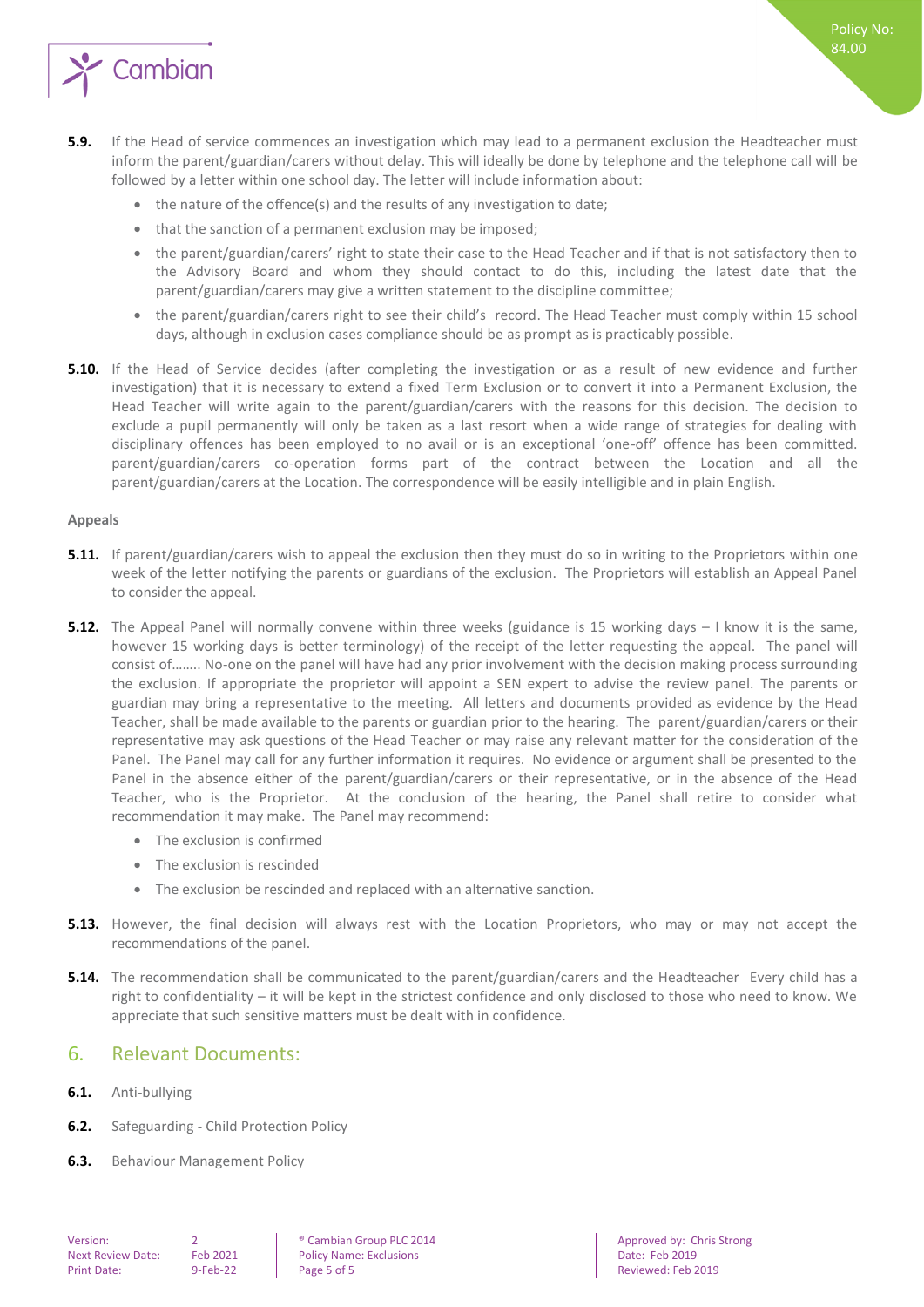**5.9.** If the Head of service commences an investigation which may lead to a permanent exclusion the Headteacher must inform the parent/guardian/carers without delay. This will ideally be done by telephone and the telephone call will be followed by a letter within one school day. The letter will include information about:

- the nature of the offence(s) and the results of any investigation to date;
- that the sanction of a permanent exclusion may be imposed;
- the parent/guardian/carers' right to state their case to the Head Teacher and if that is not satisfactory then to the Advisory Board and whom they should contact to do this, including the latest date that the parent/guardian/carers may give a written statement to the discipline committee;
- the parent/guardian/carers right to see their child's record. The Head Teacher must comply within 15 school days, although in exclusion cases compliance should be as prompt as is practicably possible.

**5.10.** If the Head of Service decides (after completing the investigation or as a result of new evidence and further investigation) that it is necessary to extend a fixed Term Exclusion or to convert it into a Permanent Exclusion, the Head Teacher will write again to the parent/guardian/carers with the reasons for this decision. The decision to exclude a pupil permanently will only be taken as a last resort when a wide range of strategies for dealing with disciplinary offences has been employed to no avail or is an exceptional 'one-off' offence has been committed. parent/guardian/carers co-operation forms part of the contract between the Location and all the parent/guardian/carers at the Location. The correspondence will be easily intelligible and in plain English.

**Appeals**

**5.11.** If parent/guardian/carers wish to appeal the exclusion then they must do so in writing to the Proprietors within one week of the letter notifying the parents or guardians of the exclusion. The Proprietors will establish an Appeal Panel to consider the appeal.

**5.12.** The Appeal Panel will normally convene within three weeks (guidance is 15 working days – I know it is the same, however 15 working days is better terminology) of the receipt of the letter requesting the appeal. The panel will consist of…….. No-one on the panel will have had any prior involvement with the decision making process surrounding the exclusion. If appropriate the proprietor will appoint a SEN expert to advise the review panel. The parents or guardian may bring a representative to the meeting. All letters and documents provided as evidence by the Head Teacher, shall be made available to the parents or guardian prior to the hearing. The parent/guardian/carers or their representative may ask questions of the Head Teacher or may raise any relevant matter for the consideration of the Panel. The Panel may call for any further information it requires. No evidence or argument shall be presented to the Panel in the absence either of the parent/guardian/carers or their representative, or in the absence of the Head Teacher, who is the Proprietor. At the conclusion of the hearing, the Panel shall retire to consider what recommendation it may make. The Panel may recommend:

- The exclusion is confirmed
- The exclusion is rescinded
- The exclusion be rescinded and replaced with an alternative sanction.

**5.13.** However, the final decision will always rest with the Location Proprietors, who may or may not accept the recommendations of the panel.

**5.14.** The recommendation shall be communicated to the parent/guardian/carers and the Headteacher Every child has a right to confidentiality – it will be kept in the strictest confidence and only disclosed to those who need to know. We appreciate that such sensitive matters must be dealt with in confidence.

## 6. Relevant Documents:

**6.1.** Anti-bullying

**6.2.** Safeguarding - Child Protection Policy

**6.3.** Behaviour Management Policy